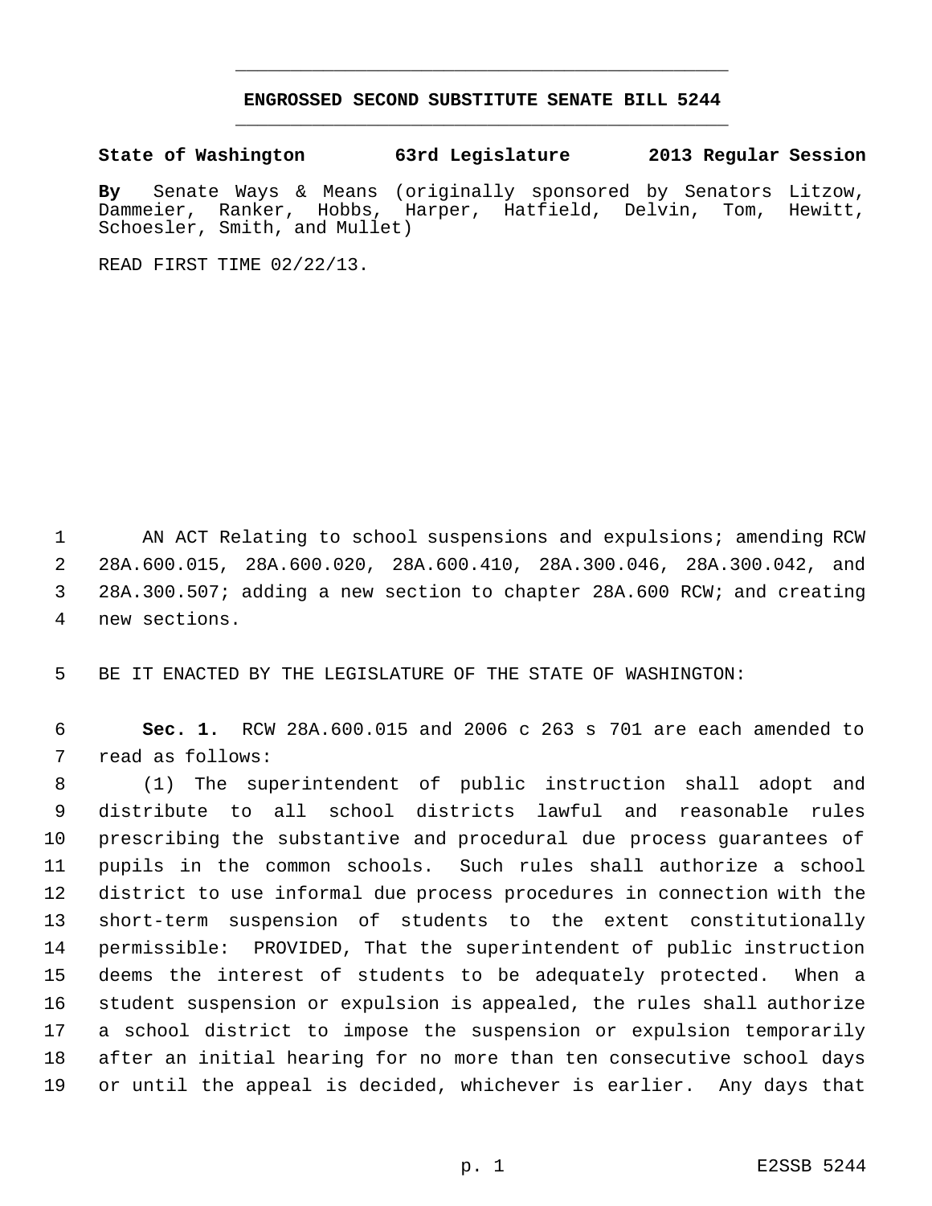# ENGROSSED SECOND SUBSTITUTE SENATE BILL 5244

**State of Washington 63rd Legislature 2013 Regular Session**

**By** Senate Ways & Means (originally sponsored by Senators Litzow, Dammeier, Ranker, Hobbs, Harper, Hatfield, Delvin, Tom, Hewitt, Schoesler, Smith, and Mullet)

READ FIRST TIME 02/22/13.

AN ACT Relating to school suspensions and expulsions; amending RCW 28A.600.015, 28A.600.020, 28A.600.410, 28A.300.046, 28A.300.042, and 28A.300.507; adding a new section to chapter 28A.600 RCW; and creating new sections.

BE IT ENACTED BY THE LEGISLATURE OF THE STATE OF WASHINGTON:

**Sec. 1.** RCW 28A.600.015 and 2006 c 263 s 701 are each amended to read as follows:

(1) The superintendent of public instruction shall adopt and distribute to all school districts lawful and reasonable rules prescribing the substantive and procedural due process guarantees of pupils in the common schools. Such rules shall authorize a school district to use informal due process procedures in connection with the short-term suspension of students to the extent constitutionally permissible: PROVIDED, That the superintendent of public instruction deems the interest of students to be adequately protected. When a student suspension or expulsion is appealed, the rules shall authorize a school district to impose the suspension or expulsion temporarily after an initial hearing for no more than ten consecutive school days or until the appeal is decided, whichever is earlier. Any days that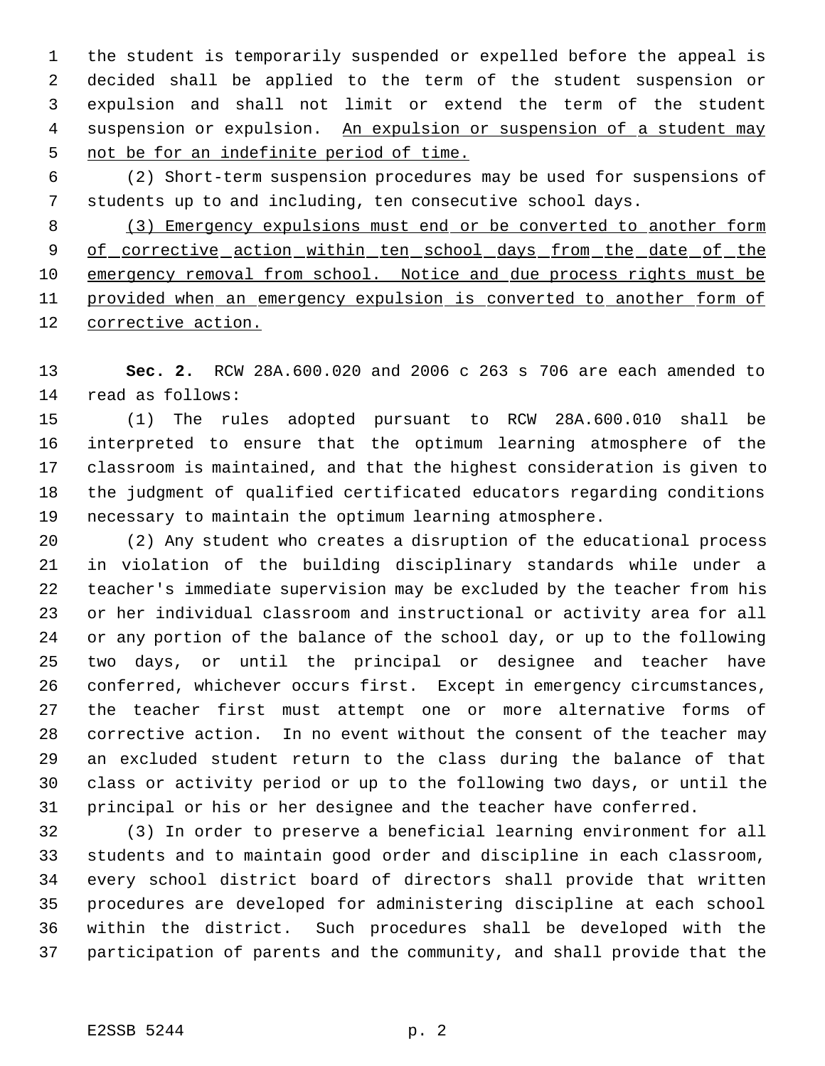the student is temporarily suspended or expelled before the appeal is decided shall be applied to the term of the student suspension or expulsion and shall not limit or extend the term of the student suspension or expulsion. <u>An expulsion or suspension of a student may not be for an indefinite period of time.</u>

(2) Short-term suspension procedures may be used for suspensions of students up to and including, ten consecutive school days.

<u>(3) Emergency expulsions must end or be converted to another form of corrective action within ten school days from the date of the emergency removal from school. Notice and due process rights must be provided when an emergency expulsion is converted to another form of corrective action.</u>

**Sec. 2.** RCW 28A.600.020 and 2006 c 263 s 706 are each amended to read as follows:

(1) The rules adopted pursuant to RCW 28A.600.010 shall be interpreted to ensure that the optimum learning atmosphere of the classroom is maintained, and that the highest consideration is given to the judgment of qualified certificated educators regarding conditions necessary to maintain the optimum learning atmosphere.

(2) Any student who creates a disruption of the educational process in violation of the building disciplinary standards while under a teacher's immediate supervision may be excluded by the teacher from his or her individual classroom and instructional or activity area for all or any portion of the balance of the school day, or up to the following two days, or until the principal or designee and teacher have conferred, whichever occurs first. Except in emergency circumstances, the teacher first must attempt one or more alternative forms of corrective action. In no event without the consent of the teacher may an excluded student return to the class during the balance of that class or activity period or up to the following two days, or until the principal or his or her designee and the teacher have conferred.

(3) In order to preserve a beneficial learning environment for all students and to maintain good order and discipline in each classroom, every school district board of directors shall provide that written procedures are developed for administering discipline at each school within the district. Such procedures shall be developed with the participation of parents and the community, and shall provide that the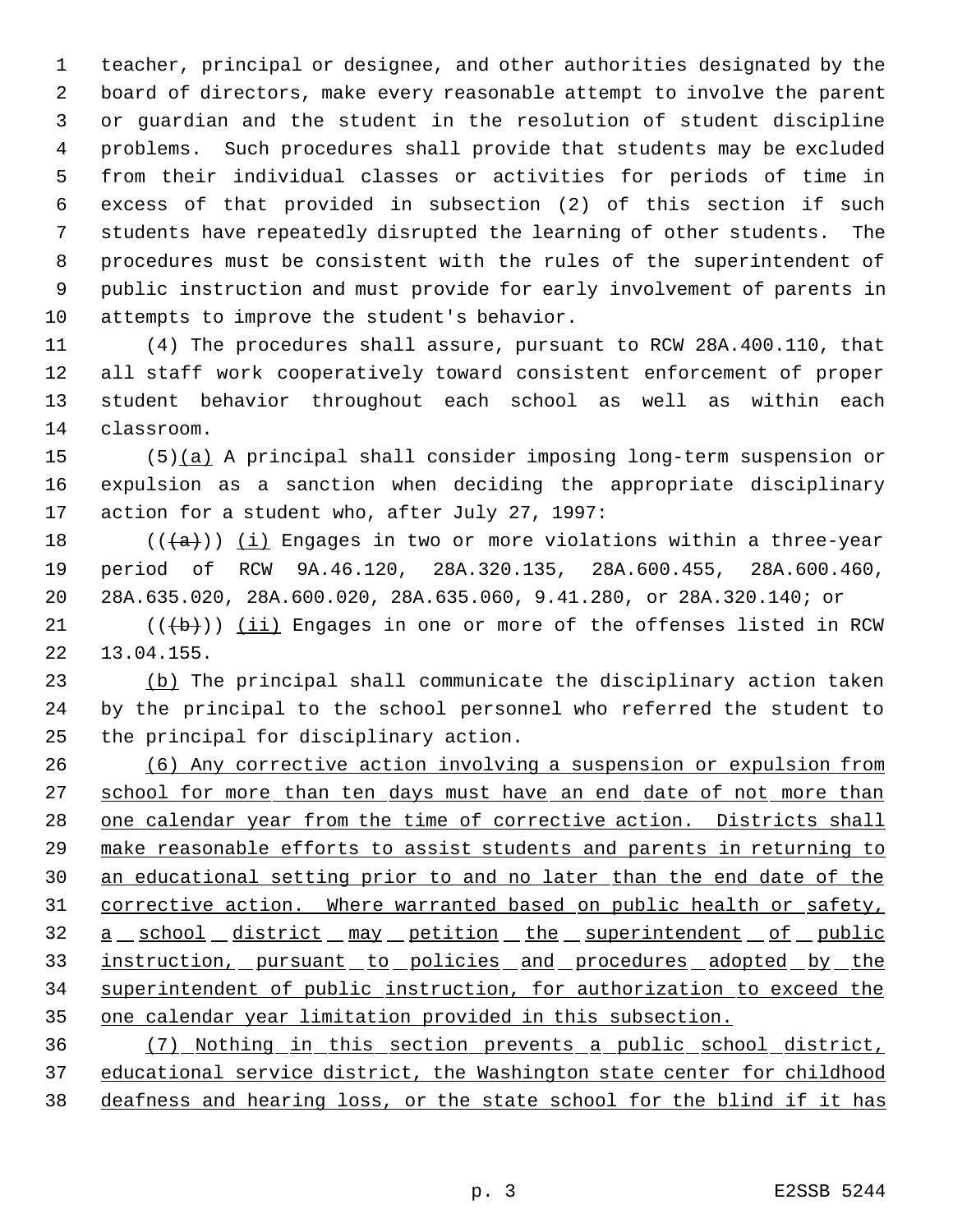teacher, principal or designee, and other authorities designated by the board of directors, make every reasonable attempt to involve the parent or guardian and the student in the resolution of student discipline problems. Such procedures shall provide that students may be excluded from their individual classes or activities for periods of time in excess of that provided in subsection (2) of this section if such students have repeatedly disrupted the learning of other students. The procedures must be consistent with the rules of the superintendent of public instruction and must provide for early involvement of parents in attempts to improve the student's behavior.

(4) The procedures shall assure, pursuant to RCW 28A.400.110, that all staff work cooperatively toward consistent enforcement of proper student behavior throughout each school as well as within each classroom.

(5)<u>(a)</u> A principal shall consider imposing long-term suspension or expulsion as a sanction when deciding the appropriate disciplinary action for a student who, after July 27, 1997:

((~~(a)~~)) <u>(i)</u> Engages in two or more violations within a three-year period of RCW 9A.46.120, 28A.320.135, 28A.600.455, 28A.600.460, 28A.635.020, 28A.600.020, 28A.635.060, 9.41.280, or 28A.320.140; or

((~~(b)~~)) <u>(ii)</u> Engages in one or more of the offenses listed in RCW 13.04.155.

<u>(b)</u> The principal shall communicate the disciplinary action taken by the principal to the school personnel who referred the student to the principal for disciplinary action.

<u>(6) Any corrective action involving a suspension or expulsion from school for more than ten days must have an end date of not more than one calendar year from the time of corrective action. Districts shall make reasonable efforts to assist students and parents in returning to an educational setting prior to and no later than the end date of the corrective action. Where warranted based on public health or safety, a school district may petition the superintendent of public instruction, pursuant to policies and procedures adopted by the superintendent of public instruction, for authorization to exceed the one calendar year limitation provided in this subsection.</u>

<u>(7) Nothing in this section prevents a public school district, educational service district, the Washington state center for childhood deafness and hearing loss, or the state school for the blind if it has</u>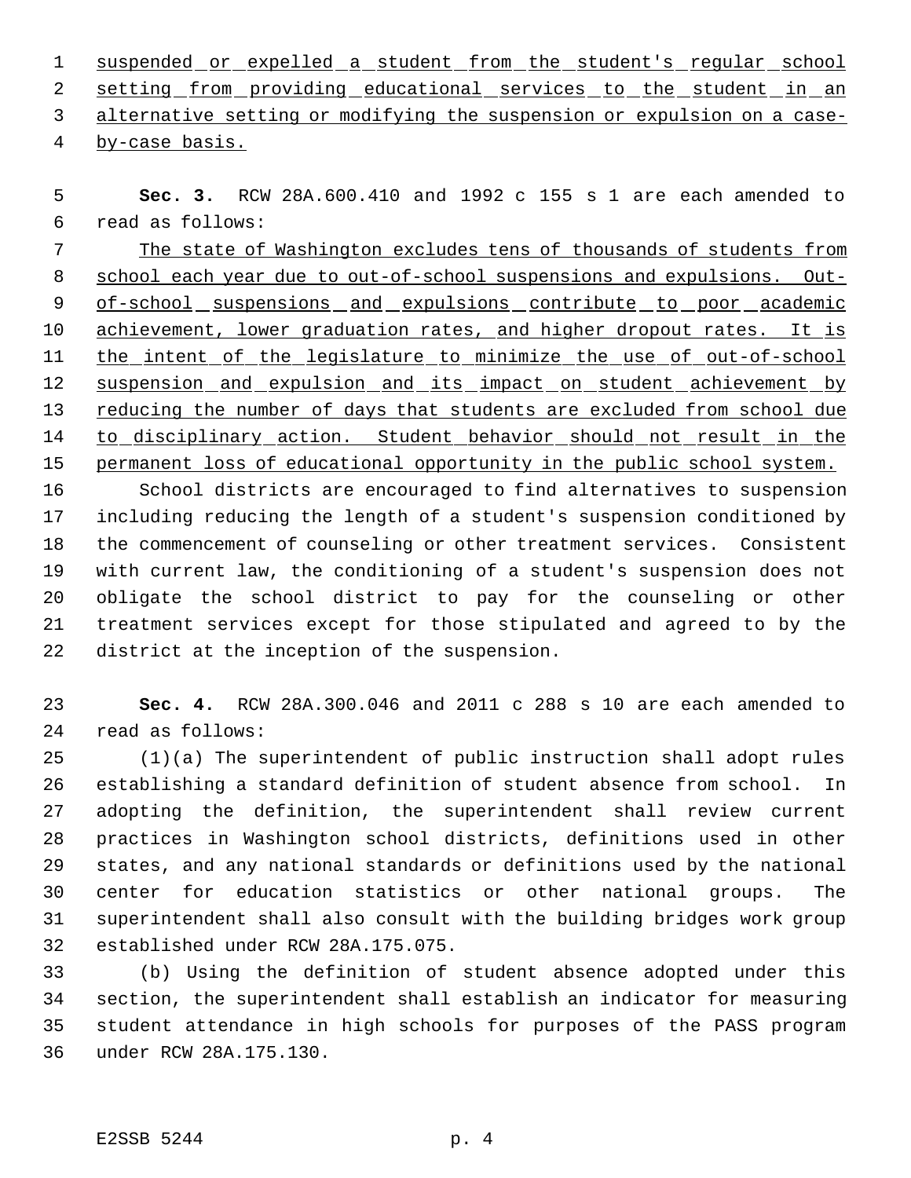suspended or expelled a student from the student's regular school setting from providing educational services to the student in an alternative setting or modifying the suspension or expulsion on a case-by-case basis.

**Sec. 3.** RCW 28A.600.410 and 1992 c 155 s 1 are each amended to read as follows:

The state of Washington excludes tens of thousands of students from school each year due to out-of-school suspensions and expulsions. Out-of-school suspensions and expulsions contribute to poor academic achievement, lower graduation rates, and higher dropout rates. It is the intent of the legislature to minimize the use of out-of-school suspension and expulsion and its impact on student achievement by reducing the number of days that students are excluded from school due to disciplinary action. Student behavior should not result in the permanent loss of educational opportunity in the public school system.

School districts are encouraged to find alternatives to suspension including reducing the length of a student's suspension conditioned by the commencement of counseling or other treatment services. Consistent with current law, the conditioning of a student's suspension does not obligate the school district to pay for the counseling or other treatment services except for those stipulated and agreed to by the district at the inception of the suspension.

**Sec. 4.** RCW 28A.300.046 and 2011 c 288 s 10 are each amended to read as follows:

(1)(a) The superintendent of public instruction shall adopt rules establishing a standard definition of student absence from school. In adopting the definition, the superintendent shall review current practices in Washington school districts, definitions used in other states, and any national standards or definitions used by the national center for education statistics or other national groups. The superintendent shall also consult with the building bridges work group established under RCW 28A.175.075.

(b) Using the definition of student absence adopted under this section, the superintendent shall establish an indicator for measuring student attendance in high schools for purposes of the PASS program under RCW 28A.175.130.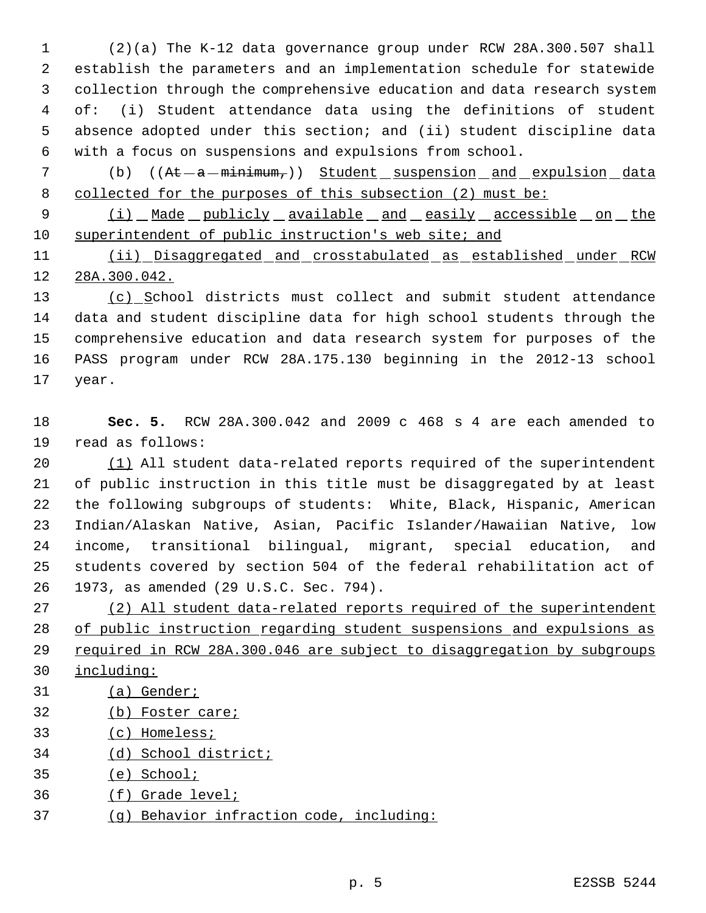(2)(a) The K-12 data governance group under RCW 28A.300.507 shall establish the parameters and an implementation schedule for statewide collection through the comprehensive education and data research system of: (i) Student attendance data using the definitions of student absence adopted under this section; and (ii) student discipline data with a focus on suspensions and expulsions from school.

(b) ((~~At a minimum,~~)) <u>Student suspension and expulsion data collected for the purposes of this subsection (2) must be:</u>

<u>(i) Made publicly available and easily accessible on the superintendent of public instruction's web site; and</u>

<u>(ii) Disaggregated and crosstabulated as established under RCW 28A.300.042.</u>

<u>(c) S</u>chool districts must collect and submit student attendance data and student discipline data for high school students through the comprehensive education and data research system for purposes of the PASS program under RCW 28A.175.130 beginning in the 2012-13 school year.

**Sec. 5.** RCW 28A.300.042 and 2009 c 468 s 4 are each amended to read as follows:

<u>(1)</u> All student data-related reports required of the superintendent of public instruction in this title must be disaggregated by at least the following subgroups of students: White, Black, Hispanic, American Indian/Alaskan Native, Asian, Pacific Islander/Hawaiian Native, low income, transitional bilingual, migrant, special education, and students covered by section 504 of the federal rehabilitation act of 1973, as amended (29 U.S.C. Sec. 794).

<u>(2) All student data-related reports required of the superintendent of public instruction regarding student suspensions and expulsions as required in RCW 28A.300.046 are subject to disaggregation by subgroups including:</u>

<u>(a) Gender;</u>

<u>(b) Foster care;</u>

<u>(c) Homeless;</u>

<u>(d) School district;</u>

<u>(e) School;</u>

<u>(f) Grade level;</u>

<u>(g) Behavior infraction code, including:</u>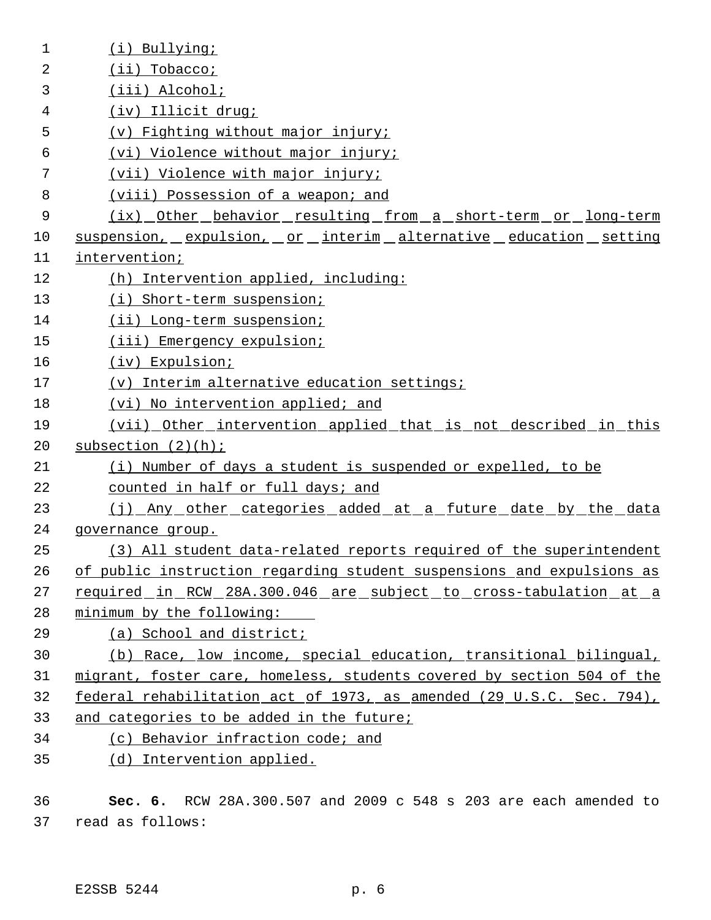(i) Bullying;

(ii) Tobacco;

(iii) Alcohol;

(iv) Illicit drug;

(v) Fighting without major injury;

(vi) Violence without major injury;

(vii) Violence with major injury;

(viii) Possession of a weapon; and

(ix) Other behavior resulting from a short-term or long-term suspension, expulsion, or interim alternative education setting intervention;

(h) Intervention applied, including:

(i) Short-term suspension;

(ii) Long-term suspension;

(iii) Emergency expulsion;

(iv) Expulsion;

(v) Interim alternative education settings;

(vi) No intervention applied; and

(vii) Other intervention applied that is not described in this subsection (2)(h);

(i) Number of days a student is suspended or expelled, to be counted in half or full days; and

(j) Any other categories added at a future date by the data governance group.

(3) All student data-related reports required of the superintendent of public instruction regarding student suspensions and expulsions as required in RCW 28A.300.046 are subject to cross-tabulation at a minimum by the following:

(a) School and district;

(b) Race, low income, special education, transitional bilingual, migrant, foster care, homeless, students covered by section 504 of the federal rehabilitation act of 1973, as amended (29 U.S.C. Sec. 794), and categories to be added in the future;

(c) Behavior infraction code; and

(d) Intervention applied.

**Sec. 6.** RCW 28A.300.507 and 2009 c 548 s 203 are each amended to read as follows: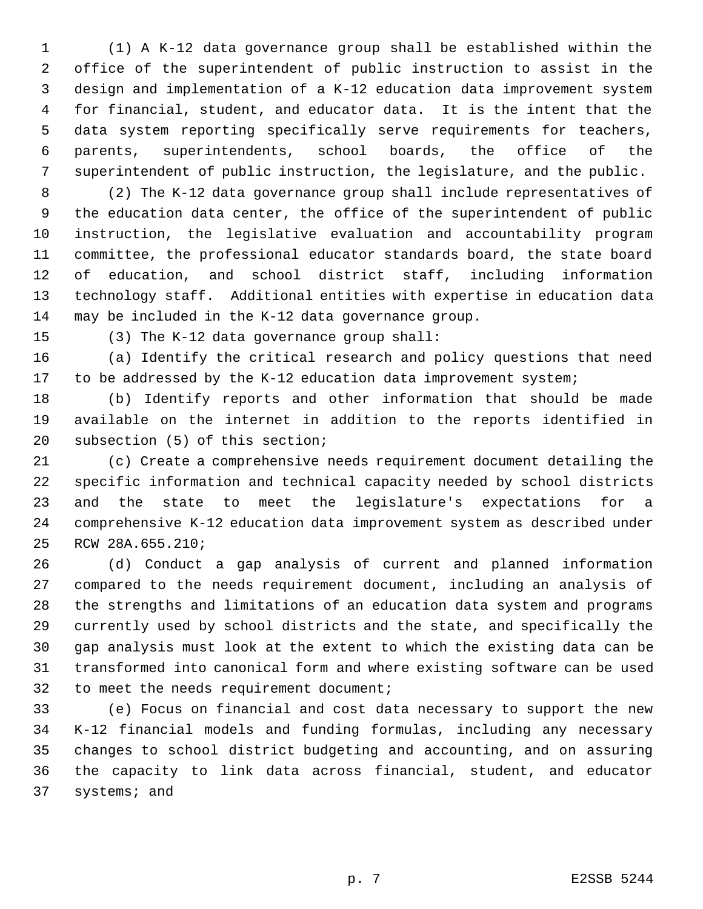(1) A K-12 data governance group shall be established within the office of the superintendent of public instruction to assist in the design and implementation of a K-12 education data improvement system for financial, student, and educator data. It is the intent that the data system reporting specifically serve requirements for teachers, parents, superintendents, school boards, the office of the superintendent of public instruction, the legislature, and the public.

(2) The K-12 data governance group shall include representatives of the education data center, the office of the superintendent of public instruction, the legislative evaluation and accountability program committee, the professional educator standards board, the state board of education, and school district staff, including information technology staff. Additional entities with expertise in education data may be included in the K-12 data governance group.

(3) The K-12 data governance group shall:

(a) Identify the critical research and policy questions that need to be addressed by the K-12 education data improvement system;

(b) Identify reports and other information that should be made available on the internet in addition to the reports identified in subsection (5) of this section;

(c) Create a comprehensive needs requirement document detailing the specific information and technical capacity needed by school districts and the state to meet the legislature's expectations for a comprehensive K-12 education data improvement system as described under RCW 28A.655.210;

(d) Conduct a gap analysis of current and planned information compared to the needs requirement document, including an analysis of the strengths and limitations of an education data system and programs currently used by school districts and the state, and specifically the gap analysis must look at the extent to which the existing data can be transformed into canonical form and where existing software can be used to meet the needs requirement document;

(e) Focus on financial and cost data necessary to support the new K-12 financial models and funding formulas, including any necessary changes to school district budgeting and accounting, and on assuring the capacity to link data across financial, student, and educator systems; and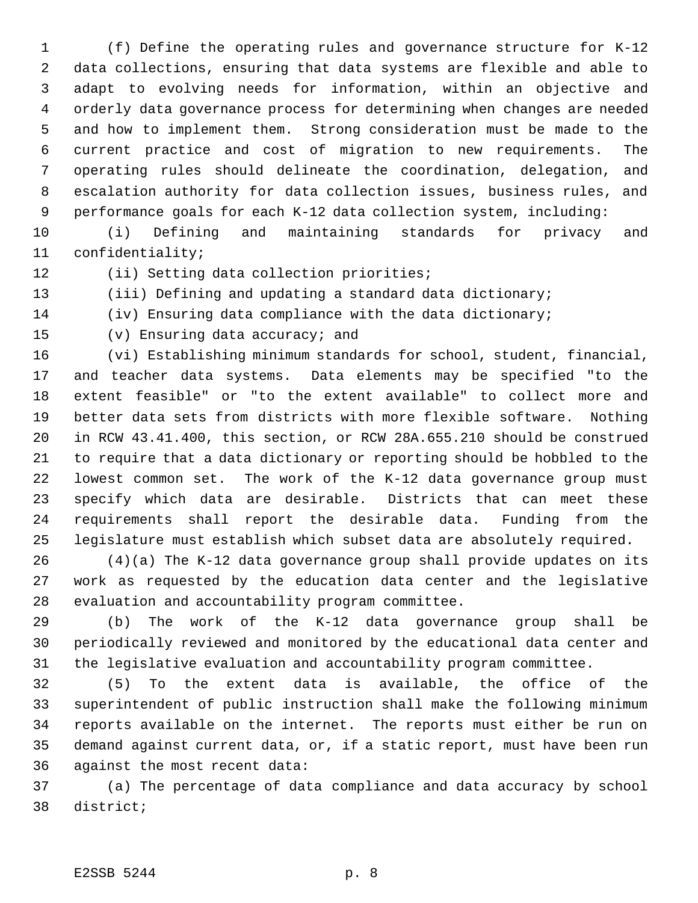(f) Define the operating rules and governance structure for K-12 data collections, ensuring that data systems are flexible and able to adapt to evolving needs for information, within an objective and orderly data governance process for determining when changes are needed and how to implement them. Strong consideration must be made to the current practice and cost of migration to new requirements. The operating rules should delineate the coordination, delegation, and escalation authority for data collection issues, business rules, and performance goals for each K-12 data collection system, including:

(i) Defining and maintaining standards for privacy and confidentiality;

(ii) Setting data collection priorities;

(iii) Defining and updating a standard data dictionary;

(iv) Ensuring data compliance with the data dictionary;

(v) Ensuring data accuracy; and

(vi) Establishing minimum standards for school, student, financial, and teacher data systems. Data elements may be specified "to the extent feasible" or "to the extent available" to collect more and better data sets from districts with more flexible software. Nothing in RCW 43.41.400, this section, or RCW 28A.655.210 should be construed to require that a data dictionary or reporting should be hobbled to the lowest common set. The work of the K-12 data governance group must specify which data are desirable. Districts that can meet these requirements shall report the desirable data. Funding from the legislature must establish which subset data are absolutely required.

(4)(a) The K-12 data governance group shall provide updates on its work as requested by the education data center and the legislative evaluation and accountability program committee.

(b) The work of the K-12 data governance group shall be periodically reviewed and monitored by the educational data center and the legislative evaluation and accountability program committee.

(5) To the extent data is available, the office of the superintendent of public instruction shall make the following minimum reports available on the internet. The reports must either be run on demand against current data, or, if a static report, must have been run against the most recent data:

(a) The percentage of data compliance and data accuracy by school district;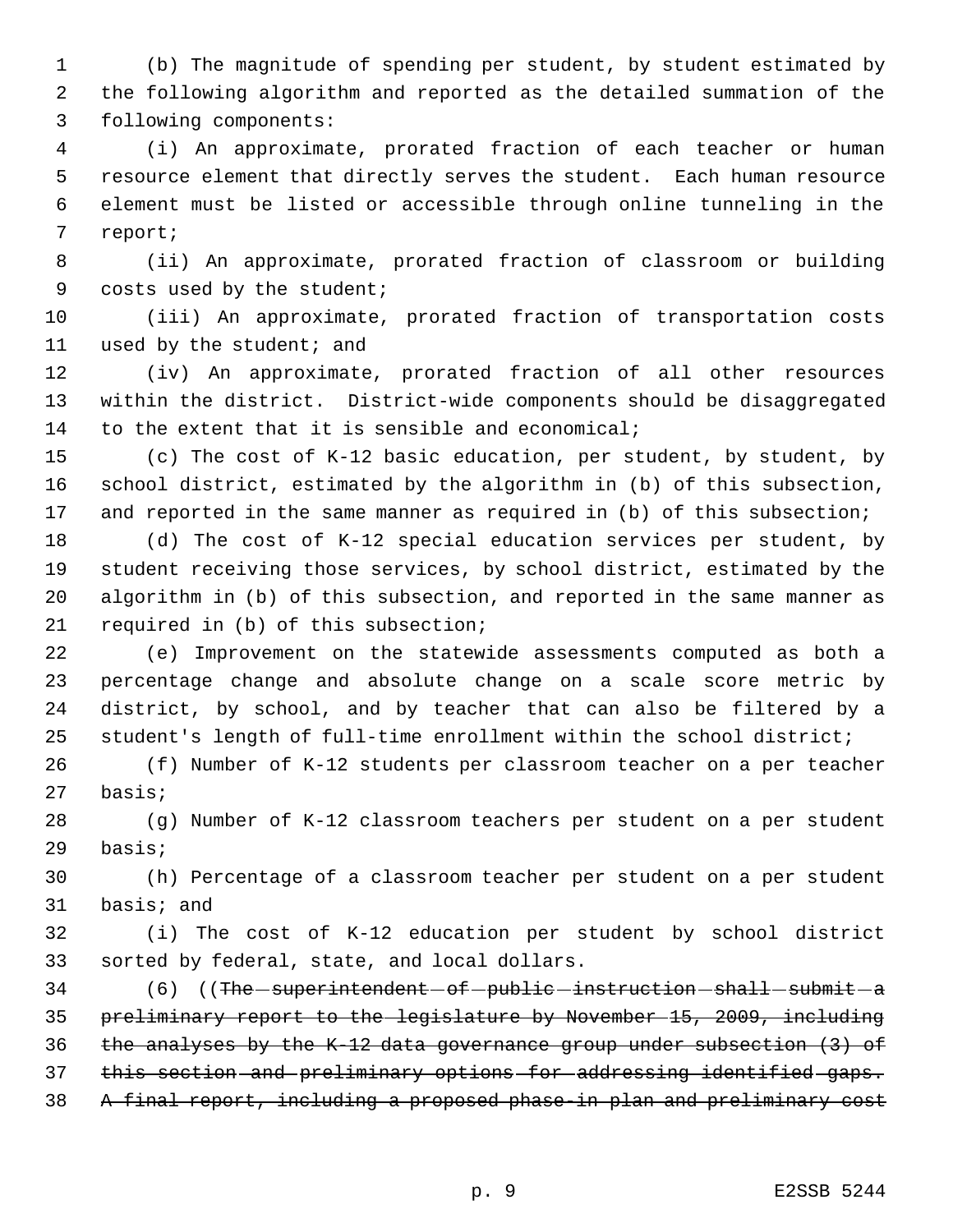(b) The magnitude of spending per student, by student estimated by the following algorithm and reported as the detailed summation of the following components:

(i) An approximate, prorated fraction of each teacher or human resource element that directly serves the student. Each human resource element must be listed or accessible through online tunneling in the report;

(ii) An approximate, prorated fraction of classroom or building costs used by the student;

(iii) An approximate, prorated fraction of transportation costs used by the student; and

(iv) An approximate, prorated fraction of all other resources within the district. District-wide components should be disaggregated to the extent that it is sensible and economical;

(c) The cost of K-12 basic education, per student, by student, by school district, estimated by the algorithm in (b) of this subsection, and reported in the same manner as required in (b) of this subsection;

(d) The cost of K-12 special education services per student, by student receiving those services, by school district, estimated by the algorithm in (b) of this subsection, and reported in the same manner as required in (b) of this subsection;

(e) Improvement on the statewide assessments computed as both a percentage change and absolute change on a scale score metric by district, by school, and by teacher that can also be filtered by a student's length of full-time enrollment within the school district;

(f) Number of K-12 students per classroom teacher on a per teacher basis;

(g) Number of K-12 classroom teachers per student on a per student basis;

(h) Percentage of a classroom teacher per student on a per student basis; and

(i) The cost of K-12 education per student by school district sorted by federal, state, and local dollars.

(6) ((~~The superintendent of public instruction shall submit a preliminary report to the legislature by November 15, 2009, including the analyses by the K-12 data governance group under subsection (3) of this section and preliminary options for addressing identified gaps. A final report, including a proposed phase-in plan and preliminary cost~~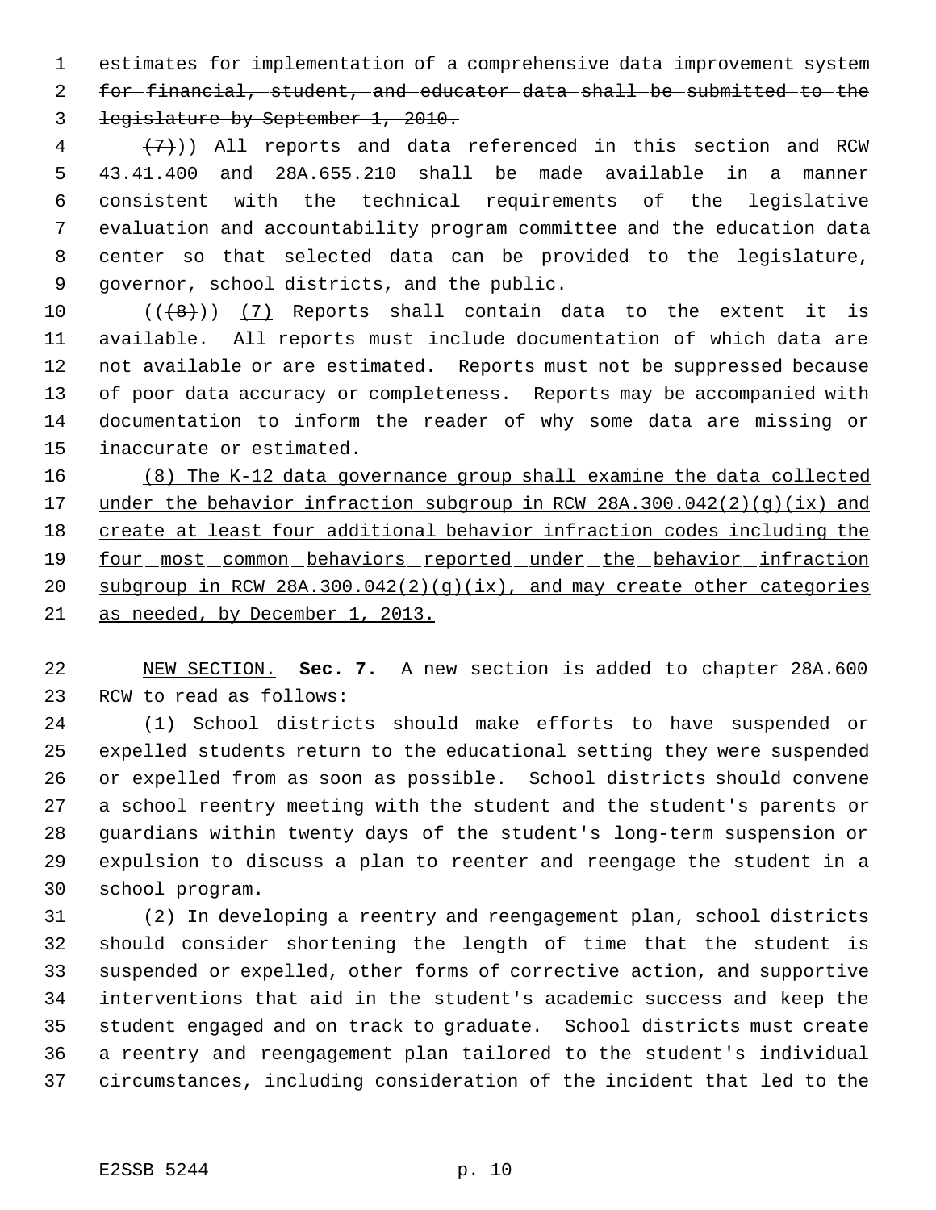~~estimates for implementation of a comprehensive data improvement system for financial, student, and educator data shall be submitted to the legislature by September 1, 2010.~~

~~(7)~~)) All reports and data referenced in this section and RCW 43.41.400 and 28A.655.210 shall be made available in a manner consistent with the technical requirements of the legislative evaluation and accountability program committee and the education data center so that selected data can be provided to the legislature, governor, school districts, and the public.

((~~(8)~~)) <u>(7)</u> Reports shall contain data to the extent it is available. All reports must include documentation of which data are not available or are estimated. Reports must not be suppressed because of poor data accuracy or completeness. Reports may be accompanied with documentation to inform the reader of why some data are missing or inaccurate or estimated.

<u>(8) The K-12 data governance group shall examine the data collected under the behavior infraction subgroup in RCW 28A.300.042(2)(g)(ix) and create at least four additional behavior infraction codes including the four most common behaviors reported under the behavior infraction subgroup in RCW 28A.300.042(2)(g)(ix), and may create other categories as needed, by December 1, 2013.</u>

<u>NEW SECTION.</u> **Sec. 7.** A new section is added to chapter 28A.600 RCW to read as follows:

(1) School districts should make efforts to have suspended or expelled students return to the educational setting they were suspended or expelled from as soon as possible. School districts should convene a school reentry meeting with the student and the student's parents or guardians within twenty days of the student's long-term suspension or expulsion to discuss a plan to reenter and reengage the student in a school program.

(2) In developing a reentry and reengagement plan, school districts should consider shortening the length of time that the student is suspended or expelled, other forms of corrective action, and supportive interventions that aid in the student's academic success and keep the student engaged and on track to graduate. School districts must create a reentry and reengagement plan tailored to the student's individual circumstances, including consideration of the incident that led to the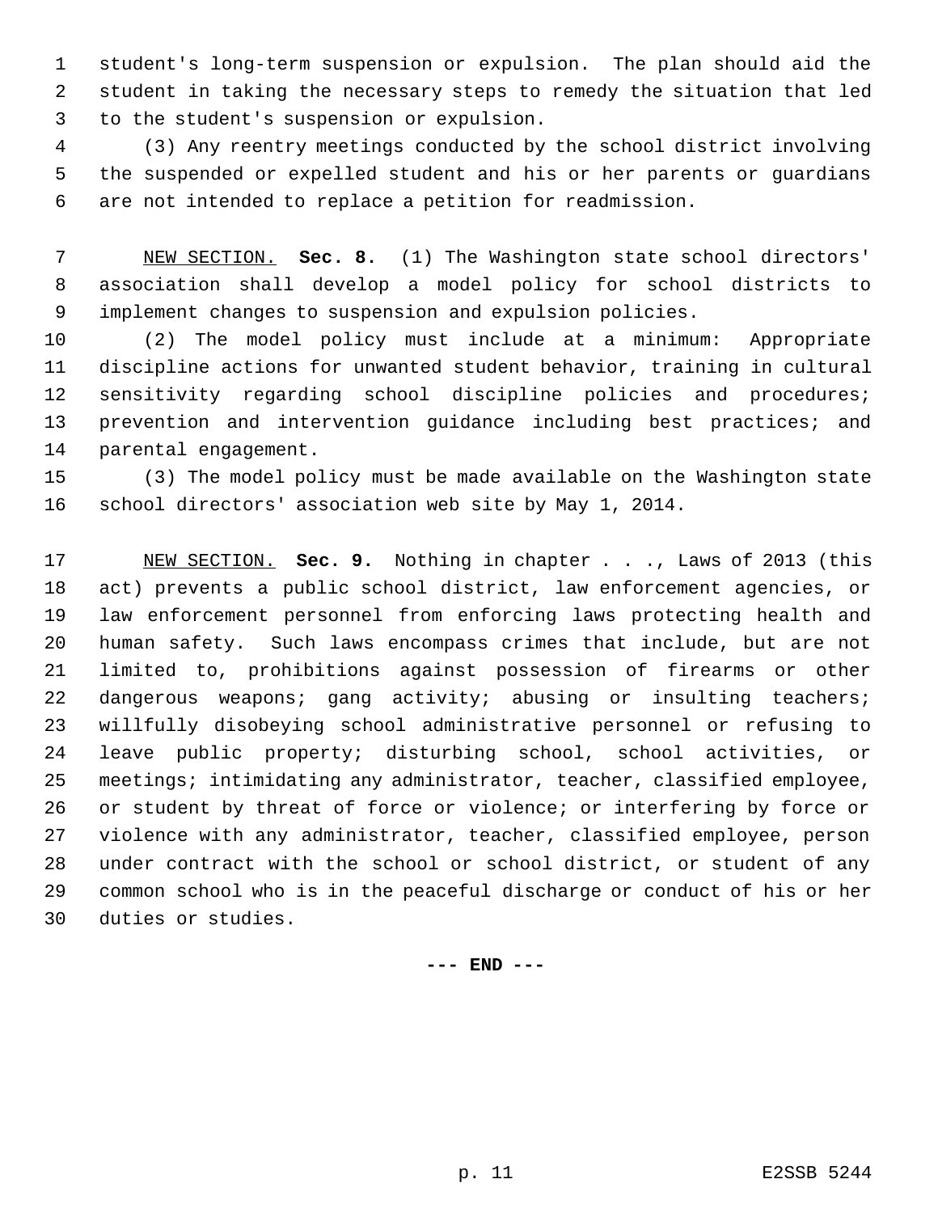student's long-term suspension or expulsion. The plan should aid the student in taking the necessary steps to remedy the situation that led to the student's suspension or expulsion.

(3) Any reentry meetings conducted by the school district involving the suspended or expelled student and his or her parents or guardians are not intended to replace a petition for readmission.

NEW SECTION. **Sec. 8.** (1) The Washington state school directors' association shall develop a model policy for school districts to implement changes to suspension and expulsion policies.

(2) The model policy must include at a minimum: Appropriate discipline actions for unwanted student behavior, training in cultural sensitivity regarding school discipline policies and procedures; prevention and intervention guidance including best practices; and parental engagement.

(3) The model policy must be made available on the Washington state school directors' association web site by May 1, 2014.

NEW SECTION. **Sec. 9.** Nothing in chapter . . ., Laws of 2013 (this act) prevents a public school district, law enforcement agencies, or law enforcement personnel from enforcing laws protecting health and human safety. Such laws encompass crimes that include, but are not limited to, prohibitions against possession of firearms or other dangerous weapons; gang activity; abusing or insulting teachers; willfully disobeying school administrative personnel or refusing to leave public property; disturbing school, school activities, or meetings; intimidating any administrator, teacher, classified employee, or student by threat of force or violence; or interfering by force or violence with any administrator, teacher, classified employee, person under contract with the school or school district, or student of any common school who is in the peaceful discharge or conduct of his or her duties or studies.

**--- END ---**